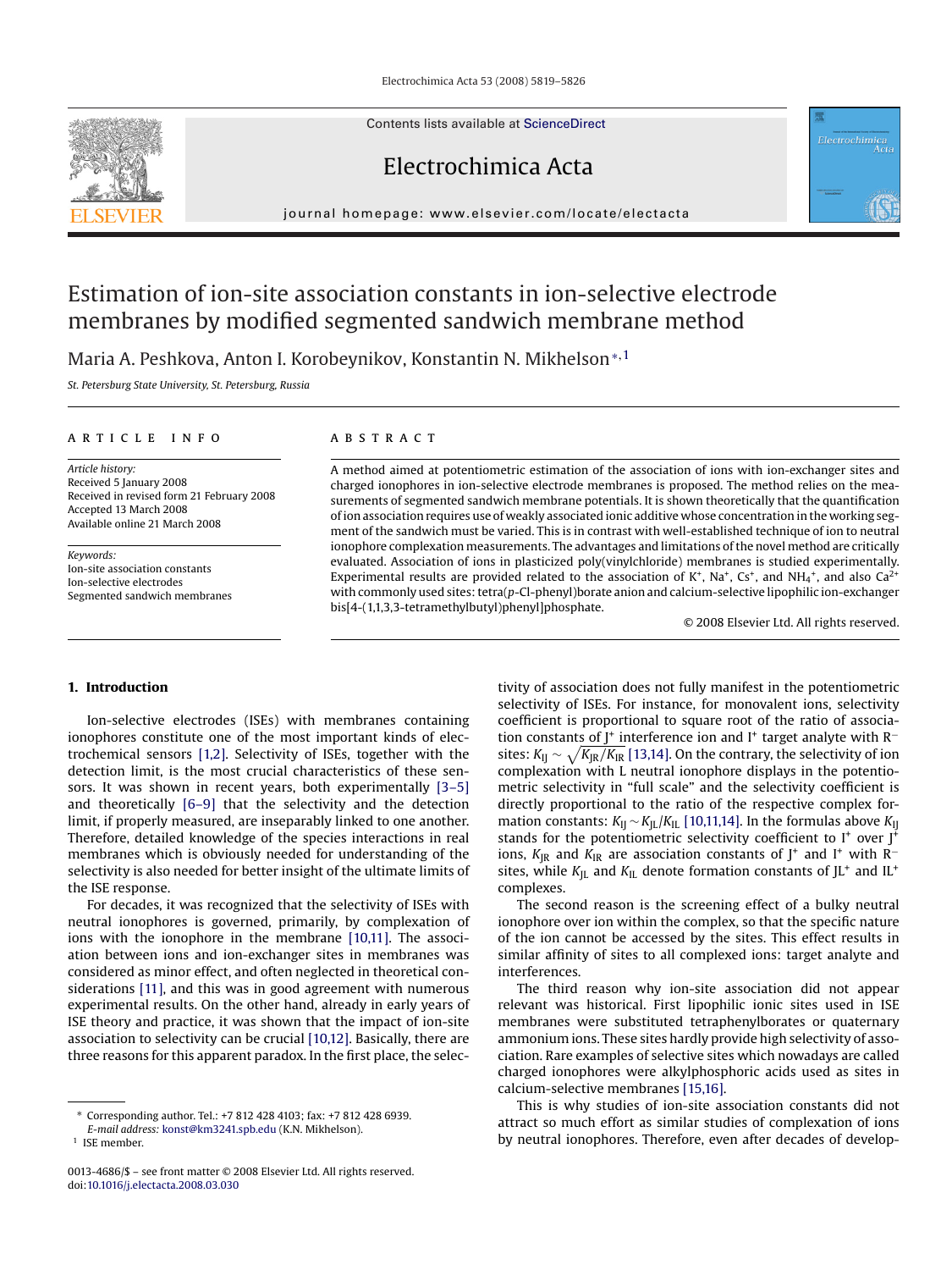# Estimation of ion-site association constants in ion-selective electrode membranes by modified segmented sandwich membrane method

Maria A. Peshkova, Anton I. Korobeynikov, Konstantin N. Mikhelson*[,1]

*St. Petersburg State University, St. Petersburg, Russia*

**ARTICLE INFO**

*Article history:*
Received 5 January 2008
Received in revised form 21 February 2008
Accepted 13 March 2008
Available online 21 March 2008

*Keywords:*
Ion-site association constants
Ion-selective electrodes
Segmented sandwich membranes

**ABSTRACT**

A method aimed at potentiometric estimation of the association of ions with ion-exchanger sites and charged ionophores in ion-selective electrode membranes is proposed. The method relies on the measurements of segmented sandwich membrane potentials. It is shown theoretically that the quantification of ion association requires use of weakly associated ionic additive whose concentration in the working segment of the sandwich must be varied. This is in contrast with well-established technique of ion to neutral ionophore complexation measurements. The advantages and limitations of the novel method are critically evaluated. Association of ions in plasticized poly(vinylchloride) membranes is studied experimentally. Experimental results are provided related to the association of $K^+$, $Na^+$, $Cs^+$, and $NH_4^+$, and also $Ca^{2+}$ with commonly used sites: tetra(*p*-Cl-phenyl)borate anion and calcium-selective lipophilic ion-exchanger bis[4-(1,1,3,3-tetramethylbutyl)phenyl]phosphate.

© 2008 Elsevier Ltd. All rights reserved.

## 1. Introduction

Ion-selective electrodes (ISEs) with membranes containing ionophores constitute one of the most important kinds of electrochemical sensors [1,2]. Selectivity of ISEs, together with the detection limit, is the most crucial characteristics of these sensors. It was shown in recent years, both experimentally [3–5] and theoretically [6–9] that the selectivity and the detection limit, if properly measured, are inseparably linked to one another. Therefore, detailed knowledge of the species interactions in real membranes which is obviously needed for understanding of the selectivity is also needed for better insight of the ultimate limits of the ISE response.

For decades, it was recognized that the selectivity of ISEs with neutral ionophores is governed, primarily, by complexation of ions with the ionophore in the membrane [10,11]. The association between ions and ion-exchanger sites in membranes was considered as minor effect, and often neglected in theoretical considerations [11], and this was in good agreement with numerous experimental results. On the other hand, already in early years of ISE theory and practice, it was shown that the impact of ion-site association to selectivity can be crucial [10,12]. Basically, there are three reasons for this apparent paradox. In the first place, the selectivity of association does not fully manifest in the potentiometric selectivity of ISEs. For instance, for monovalent ions, selectivity coefficient is proportional to square root of the ratio of association constants of $J^+$ interference ion and $I^+$ target analyte with $R^-$ sites: $K_{IJ} \sim \sqrt{K_{JR}/K_{IR}}$ [13,14]. On the contrary, the selectivity of ion complexation with L neutral ionophore displays in the potentiometric selectivity in "full scale" and the selectivity coefficient is directly proportional to the ratio of the respective complex formation constants: $K_{IJ} \sim K_{JL}/K_{IL}$ [10,11,14]. In the formulas above $K_{IJ}$ stands for the potentiometric selectivity coefficient to $I^+$ over $J^+$ ions, $K_{JR}$ and $K_{IR}$ are association constants of $J^+$ and $I^+$ with $R^-$ sites, while $K_{JL}$ and $K_{IL}$ denote formation constants of $JL^+$ and $IL^+$ complexes.

The second reason is the screening effect of a bulky neutral ionophore over ion within the complex, so that the specific nature of the ion cannot be accessed by the sites. This effect results in similar affinity of sites to all complexed ions: target analyte and interferences.

The third reason why ion-site association did not appear relevant was historical. First lipophilic ionic sites used in ISE membranes were substituted tetraphenylborates or quaternary ammonium ions. These sites hardly provide high selectivity of association. Rare examples of selective sites which nowadays are called charged ionophores were alkylphosphoric acids used as sites in calcium-selective membranes [15,16].

This is why studies of ion-site association constants did not attract so much effort as similar studies of complexation of ions by neutral ionophores. Therefore, even after decades of develop-

\* Corresponding author. Tel.: +7 812 428 4103; fax: +7 812 428 6939.
*E-mail address:* konst@km3241.spb.edu (K.N. Mikhelson).
[1] ISE member.

0013-4686/$ – see front matter © 2008 Elsevier Ltd. All rights reserved.
doi:10.1016/j.electacta.2008.03.030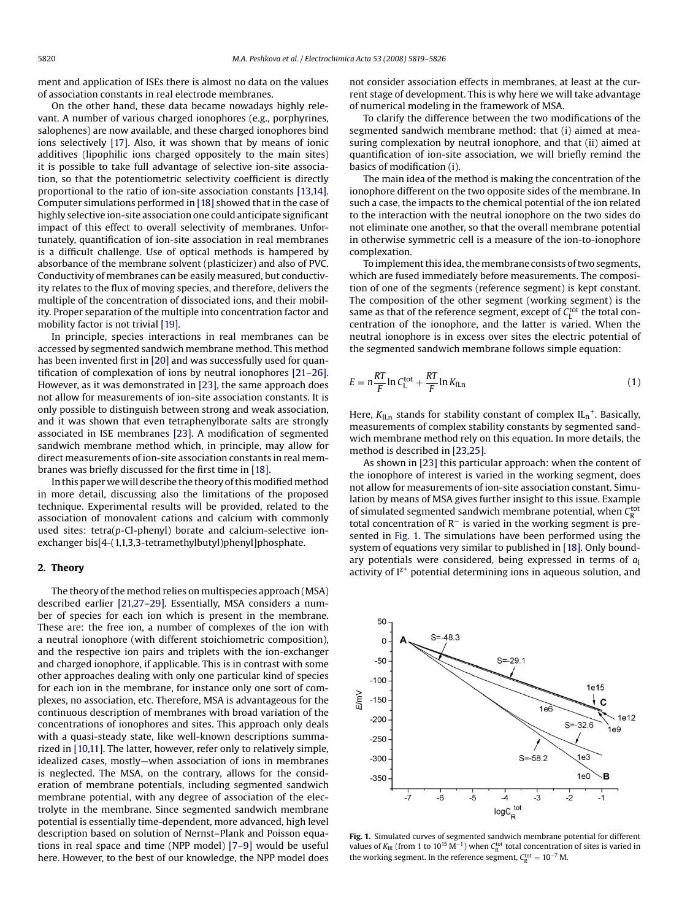ment and application of ISEs there is almost no data on the values of association constants in real electrode membranes.

On the other hand, these data became nowadays highly relevant. A number of various charged ionophores (e.g., porphyrines, salophenes) are now available, and these charged ionophores bind ions selectively [17]. Also, it was shown that by means of ionic additives (lipophilic ions charged oppositely to the main sites) it is possible to take full advantage of selective ion-site association, so that the potentiometric selectivity coefficient is directly proportional to the ratio of ion-site association constants [13,14]. Computer simulations performed in [18] showed that in the case of highly selective ion-site association one could anticipate significant impact of this effect to overall selectivity of membranes. Unfortunately, quantification of ion-site association in real membranes is a difficult challenge. Use of optical methods is hampered by absorbance of the membrane solvent (plasticizer) and also of PVC. Conductivity of membranes can be easily measured, but conductivity relates to the flux of moving species, and therefore, delivers the multiple of the concentration of dissociated ions, and their mobility. Proper separation of the multiple into concentration factor and mobility factor is not trivial [19].

In principle, species interactions in real membranes can be accessed by segmented sandwich membrane method. This method has been invented first in [20] and was successfully used for quantification of complexation of ions by neutral ionophores [21–26]. However, as it was demonstrated in [23], the same approach does not allow for measurements of ion-site association constants. It is only possible to distinguish between strong and weak association, and it was shown that even tetraphenylborate salts are strongly associated in ISE membranes [23]. A modification of segmented sandwich membrane method which, in principle, may allow for direct measurements of ion-site association constants in real membranes was briefly discussed for the first time in [18].

In this paper we will describe the theory of this modified method in more detail, discussing also the limitations of the proposed technique. Experimental results will be provided, related to the association of monovalent cations and calcium with commonly used sites: tetra(*p*-Cl-phenyl) borate and calcium-selective ion-exchanger bis[4-(1,1,3,3-tetramethylbutyl)phenyl]phosphate.

## 2. Theory

The theory of the method relies on multispecies approach (MSA) described earlier [21,27–29]. Essentially, MSA considers a number of species for each ion which is present in the membrane. These are: the free ion, a number of complexes of the ion with a neutral ionophore (with different stoichiometric composition), and the respective ion pairs and triplets with the ion-exchanger and charged ionophore, if applicable. This is in contrast with some other approaches dealing with only one particular kind of species for each ion in the membrane, for instance only one sort of complexes, no association, etc. Therefore, MSA is advantageous for the continuous description of membranes with broad variation of the concentrations of ionophores and sites. This approach only deals with a quasi-steady state, like well-known descriptions summarized in [10,11]. The latter, however, refer only to relatively simple, idealized cases, mostly—when association of ions in membranes is neglected. The MSA, on the contrary, allows for the consideration of membrane potentials, including segmented sandwich membrane potential, with any degree of association of the electrolyte in the membrane. Since segmented sandwich membrane potential is essentially time-dependent, more advanced, high level description based on solution of Nernst–Plank and Poisson equations in real space and time (NPP model) [7–9] would be useful here. However, to the best of our knowledge, the NPP model does not consider association effects in membranes, at least at the current stage of development. This is why here we will take advantage of numerical modeling in the framework of MSA.

To clarify the difference between the two modifications of the segmented sandwich membrane method: that (i) aimed at measuring complexation by neutral ionophore, and that (ii) aimed at quantification of ion-site association, we will briefly remind the basics of modification (i).

The main idea of the method is making the concentration of the ionophore different on the two opposite sides of the membrane. In such a case, the impacts to the chemical potential of the ion related to the interaction with the neutral ionophore on the two sides do not eliminate one another, so that the overall membrane potential in otherwise symmetric cell is a measure of the ion-to-ionophore complexation.

To implement this idea, the membrane consists of two segments, which are fused immediately before measurements. The composition of one of the segments (reference segment) is kept constant. The composition of the other segment (working segment) is the same as that of the reference segment, except of $C_L^{tot}$ the total concentration of the ionophore, and the latter is varied. When the neutral ionophore is in excess over sites the electric potential of the segmented sandwich membrane follows simple equation:

$$E = n\frac{RT}{F}\ln C_L^{tot} + \frac{RT}{F}\ln K_{ILn} \tag{1}$$

Here, $K_{ILn}$ stands for stability constant of complex $IL_n^+$. Basically, measurements of complex stability constants by segmented sandwich membrane method rely on this equation. In more details, the method is described in [23,25].

As shown in [23] this particular approach: when the content of the ionophore of interest is varied in the working segment, does not allow for measurements of ion-site association constant. Simulation by means of MSA gives further insight to this issue. Example of simulated segmented sandwich membrane potential, when $C_R^{tot}$ total concentration of $R^-$ is varied in the working segment is presented in Fig. 1. The simulations have been performed using the system of equations very similar to published in [18]. Only boundary potentials were considered, being expressed in terms of $a_I$ activity of $I^{z+}$ potential determining ions in aqueous solution, and

**Fig. 1.** Simulated curves of segmented sandwich membrane potential for different values of $K_{IR}$ (from 1 to $10^{15}$ $M^{-1}$) when $C_R^{tot}$ total concentration of sites is varied in the working segment. In the reference segment, $C_R^{tot} = 10^{-7}$ M.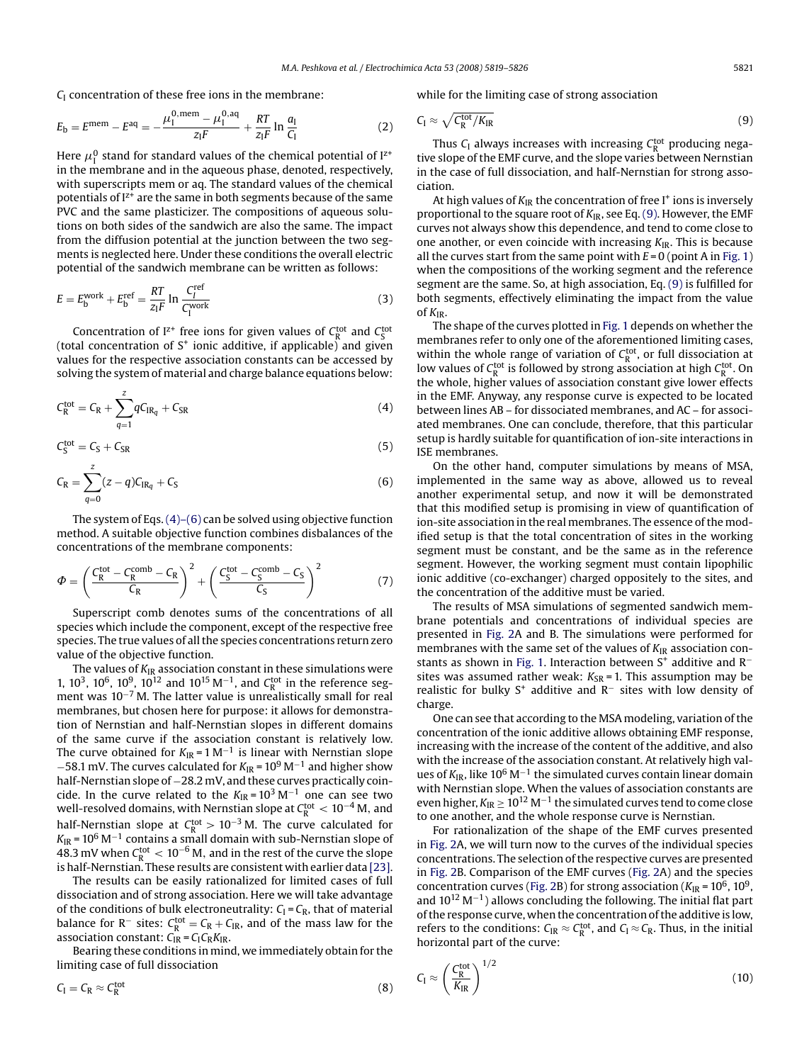$C_I$ concentration of these free ions in the membrane:

$$E_b = E^{mem} - E^{aq} = -\frac{\mu_I^{0,mem} - \mu_I^{0,aq}}{z_I F} + \frac{RT}{z_I F} \ln \frac{a_I}{C_I} \tag{2}$$

Here $\mu_I^0$ stand for standard values of the chemical potential of $I^{z+}$ in the membrane and in the aqueous phase, denoted, respectively, with superscripts mem or aq. The standard values of the chemical potentials of $I^{z+}$ are the same in both segments because of the same PVC and the same plasticizer. The compositions of aqueous solutions on both sides of the sandwich are also the same. The impact from the diffusion potential at the junction between the two segments is neglected here. Under these conditions the overall electric potential of the sandwich membrane can be written as follows:

$$E = E_b^{work} + E_b^{ref} = \frac{RT}{z_I F} \ln \frac{C_I^{ref}}{C_I^{work}} \tag{3}$$

Concentration of $I^{z+}$ free ions for given values of $C_R^{tot}$ and $C_S^{tot}$ (total concentration of $S^+$ ionic additive, if applicable) and given values for the respective association constants can be accessed by solving the system of material and charge balance equations below:

$$C_R^{tot} = C_R + \sum_{q=1}^{z} q C_{IR_q} + C_{SR} \tag{4}$$

$$C_S^{tot} = C_S + C_{SR} \tag{5}$$

$$C_R = \sum_{q=0}^{z} (z-q) C_{IR_q} + C_S \tag{6}$$

The system of Eqs. (4)–(6) can be solved using objective function method. A suitable objective function combines disbalances of the concentrations of the membrane components:

$$\Phi = \left( \frac{C_R^{tot} - C_R^{comb} - C_R}{C_R} \right)^2 + \left( \frac{C_S^{tot} - C_S^{comb} - C_S}{C_S} \right)^2 \tag{7}$$

Superscript comb denotes sums of the concentrations of all species which include the component, except of the respective free species. The true values of all the species concentrations return zero value of the objective function.

The values of $K_{IR}$ association constant in these simulations were 1, $10^3$, $10^6$, $10^9$, $10^{12}$ and $10^{15}$ M$^{-1}$, and $C_R^{tot}$ in the reference segment was $10^{-7}$ M. The latter value is unrealistically small for real membranes, but chosen here for purpose: it allows for demonstration of Nernstian and half-Nernstian slopes in different domains of the same curve if the association constant is relatively low. The curve obtained for $K_{IR} = 1$ M$^{-1}$ is linear with Nernstian slope −58.1 mV. The curves calculated for $K_{IR} = 10^9$ M$^{-1}$ and higher show half-Nernstian slope of −28.2 mV, and these curves practically coincide. In the curve related to the $K_{IR} = 10^3$ M$^{-1}$ one can see two well-resolved domains, with Nernstian slope at $C_R^{tot} < 10^{-4}$ M, and half-Nernstian slope at $C_R^{tot} > 10^{-3}$ M. The curve calculated for $K_{IR} = 10^6$ M$^{-1}$ contains a small domain with sub-Nernstian slope of 48.3 mV when $C_R^{tot} < 10^{-6}$ M, and in the rest of the curve the slope is half-Nernstian. These results are consistent with earlier data [23].

The results can be easily rationalized for limited cases of full dissociation and of strong association. Here we will take advantage of the conditions of bulk electroneutrality: $C_I = C_R$, that of material balance for $R^-$ sites: $C_R^{tot} = C_R + C_{IR}$, and of the mass law for the association constant: $C_{IR} = C_I C_R K_{IR}$.

Bearing these conditions in mind, we immediately obtain for the limiting case of full dissociation

$$C_I = C_R \approx C_R^{tot} \tag{8}$$

while for the limiting case of strong association

$$C_I \approx \sqrt{C_R^{tot}/K_{IR}} \tag{9}$$

Thus $C_I$ always increases with increasing $C_R^{tot}$ producing negative slope of the EMF curve, and the slope varies between Nernstian in the case of full dissociation, and half-Nernstian for strong association.

At high values of $K_{IR}$ the concentration of free $I^+$ ions is inversely proportional to the square root of $K_{IR}$, see Eq. (9). However, the EMF curves not always show this dependence, and tend to come close to one another, or even coincide with increasing $K_{IR}$. This is because all the curves start from the same point with $E = 0$ (point A in Fig. 1) when the compositions of the working segment and the reference segment are the same. So, at high association, Eq. (9) is fulfilled for both segments, effectively eliminating the impact from the value of $K_{IR}$.

The shape of the curves plotted in Fig. 1 depends on whether the membranes refer to only one of the aforementioned limiting cases, within the whole range of variation of $C_R^{tot}$, or full dissociation at low values of $C_R^{tot}$ is followed by strong association at high $C_R^{tot}$. On the whole, higher values of association constant give lower effects in the EMF. Anyway, any response curve is expected to be located between lines AB – for dissociated membranes, and AC – for associated membranes. One can conclude, therefore, that this particular setup is hardly suitable for quantification of ion-site interactions in ISE membranes.

On the other hand, computer simulations by means of MSA, implemented in the same way as above, allowed us to reveal another experimental setup, and now it will be demonstrated that this modified setup is promising in view of quantification of ion-site association in the real membranes. The essence of the modified setup is that the total concentration of sites in the working segment must be constant, and be the same as in the reference segment. However, the working segment must contain lipophilic ionic additive (co-exchanger) charged oppositely to the sites, and the concentration of the additive must be varied.

The results of MSA simulations of segmented sandwich membrane potentials and concentrations of individual species are presented in Fig. 2A and B. The simulations were performed for membranes with the same set of the values of $K_{IR}$ association constants as shown in Fig. 1. Interaction between $S^+$ additive and $R^-$ sites was assumed rather weak: $K_{SR} = 1$. This assumption may be realistic for bulky $S^+$ additive and $R^-$ sites with low density of charge.

One can see that according to the MSA modeling, variation of the concentration of the ionic additive allows obtaining EMF response, increasing with the increase of the content of the additive, and also with the increase of the association constant. At relatively high values of $K_{IR}$, like $10^6$ M$^{-1}$ the simulated curves contain linear domain with Nernstian slope. When the values of association constants are even higher, $K_{IR} \geq 10^{12}$ M$^{-1}$ the simulated curves tend to come close to one another, and the whole response curve is Nernstian.

For rationalization of the shape of the EMF curves presented in Fig. 2A, we will turn now to the curves of the individual species concentrations. The selection of the respective curves are presented in Fig. 2B. Comparison of the EMF curves (Fig. 2A) and the species concentration curves (Fig. 2B) for strong association ($K_{IR} = 10^6$, $10^9$, and $10^{12}$ M$^{-1}$) allows concluding the following. The initial flat part of the response curve, when the concentration of the additive is low, refers to the conditions: $C_{IR} \approx C_R^{tot}$, and $C_I \approx C_R$. Thus, in the initial horizontal part of the curve:

$$C_I \approx \left( \frac{C_R^{tot}}{K_{IR}} \right)^{1/2} \tag{10}$$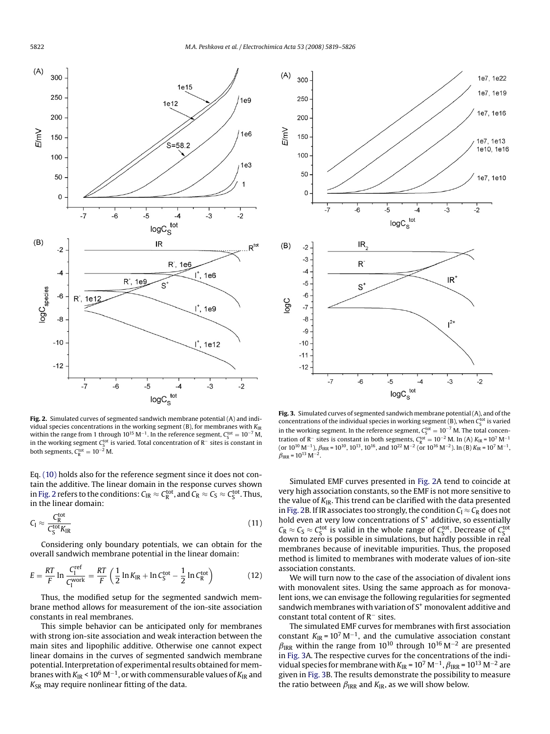**Fig. 2.** Simulated curves of segmented sandwich membrane potential (A) and individual species concentrations in the working segment (B), for membranes with $K_{IR}$ within the range from 1 through $10^{15}\,M^{-1}$. In the reference segment, $C_S^{tot} = 10^{-7}$ M, in the working segment $C_S^{tot}$ is varied. Total concentration of $R^-$ sites is constant in both segments, $C_R^{tot} = 10^{-2}$ M.

**Fig. 3.** Simulated curves of segmented sandwich membrane potential (A), and of the concentrations of the individual species in working segment (B), when $C_S^{tot}$ is varied in the working segment. In the reference segment, $C_S^{tot} = 10^{-7}$ M. The total concentration of $R^-$ sites is constant in both segments, $C_R^{tot} = 10^{-2}$ M. In (A) $K_{IR} = 10^7\,M^{-1}$ (or $10^{10}\,M^{-1}$), $\beta_{IRR} = 10^{10}$, $10^{13}$, $10^{16}$, and $10^{22}\,M^{-2}$ (or $10^{16}\,M^{-2}$). In (B) $K_{IR} = 10^7\,M^{-1}$, $\beta_{IRR} = 10^{13}\,M^{-2}$.

Eq. (10) holds also for the reference segment since it does not contain the additive. The linear domain in the response curves shown in Fig. 2 refers to the conditions: $C_{IR} \approx C_R^{tot}$, and $C_R \approx C_S \approx C_S^{tot}$. Thus, in the linear domain:

$$C_I \approx \frac{C_R^{tot}}{C_S^{tot} K_{IR}} \tag{11}$$

Considering only boundary potentials, we can obtain for the overall sandwich membrane potential in the linear domain:

$$E = \frac{RT}{F} \ln \frac{C_I^{ref}}{C_I^{work}} = \frac{RT}{F} \left( \frac{1}{2} \ln K_{IR} + \ln C_S^{tot} - \frac{1}{2} \ln C_R^{tot} \right) \tag{12}$$

Thus, the modified setup for the segmented sandwich membrane method allows for measurement of the ion-site association constants in real membranes.

This simple behavior can be anticipated only for membranes with strong ion-site association and weak interaction between the main sites and lipophilic additive. Otherwise one cannot expect linear domains in the curves of segmented sandwich membrane potential. Interpretation of experimental results obtained for membranes with $K_{IR} < 10^6\,M^{-1}$, or with commensurable values of $K_{IR}$ and $K_{SR}$ may require nonlinear fitting of the data.

Simulated EMF curves presented in Fig. 2A tend to coincide at very high association constants, so the EMF is not more sensitive to the value of $K_{IR}$. This trend can be clarified with the data presented in Fig. 2B. If IR associates too strongly, the condition $C_I \approx C_R$ does not hold even at very low concentrations of $S^+$ additive, so essentially $C_R \approx C_S \approx C_S^{tot}$ is valid in the whole range of $C_S^{tot}$. Decrease of $C_S^{tot}$ down to zero is possible in simulations, but hardly possible in real membranes because of inevitable impurities. Thus, the proposed method is limited to membranes with moderate values of ion-site association constants.

We will turn now to the case of the association of divalent ions with monovalent sites. Using the same approach as for monovalent ions, we can envisage the following regularities for segmented sandwich membranes with variation of $S^+$ monovalent additive and constant total content of $R^-$ sites.

The simulated EMF curves for membranes with first association constant $K_{IR} = 10^7\,M^{-1}$, and the cumulative association constant $\beta_{IRR}$ within the range from $10^{10}$ through $10^{16}\,M^{-2}$ are presented in Fig. 3A. The respective curves for the concentrations of the individual species for membrane with $K_{IR} = 10^7\,M^{-1}$, $\beta_{IRR} = 10^{13}\,M^{-2}$ are given in Fig. 3B. The results demonstrate the possibility to measure the ratio between $\beta_{IRR}$ and $K_{IR}$, as we will show below.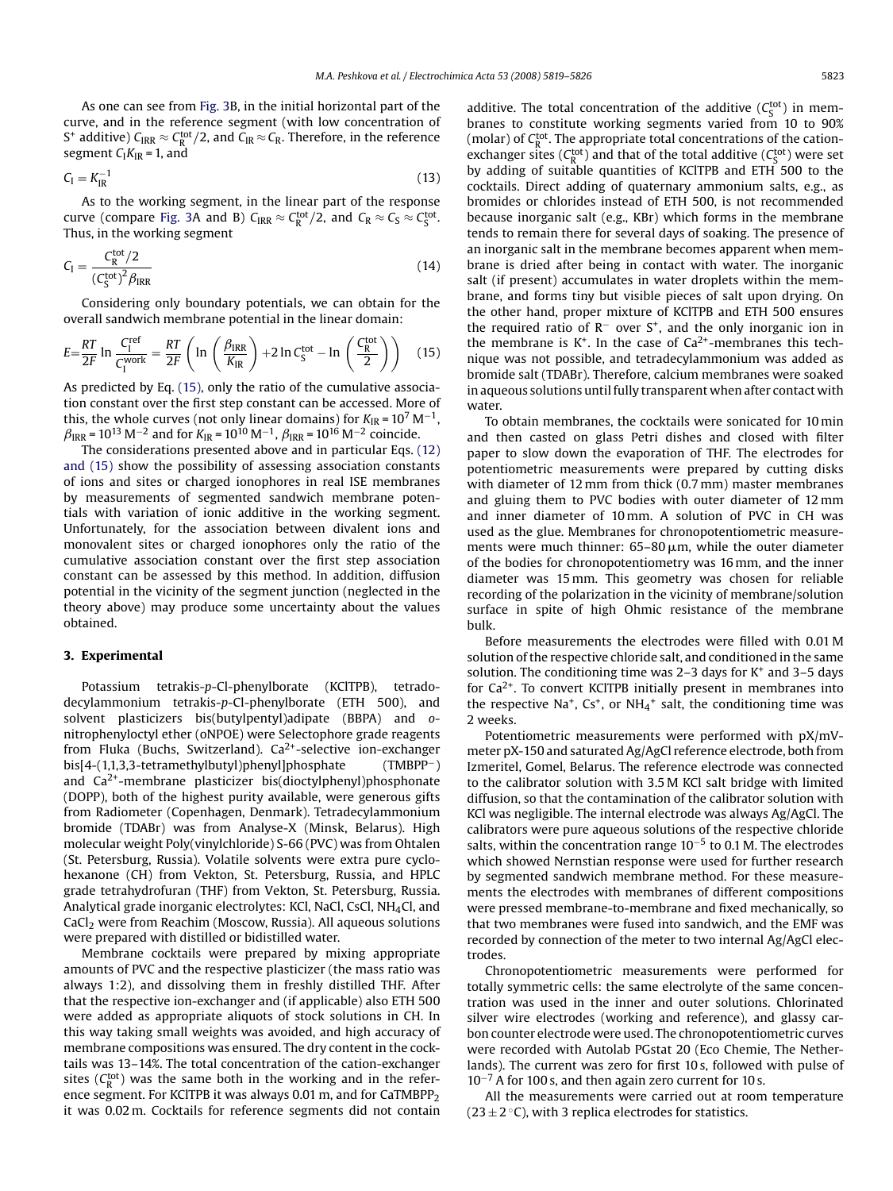As one can see from Fig. 3B, in the initial horizontal part of the curve, and in the reference segment (with low concentration of $S^+$ additive) $C_{IRR} \approx C_R^{tot}/2$, and $C_{IR} \approx C_R$. Therefore, in the reference segment $C_I K_{IR} = 1$, and

$$C_I = K_{IR}^{-1} \tag{13}$$

As to the working segment, in the linear part of the response curve (compare Fig. 3A and B) $C_{IRR} \approx C_R^{tot}/2$, and $C_R \approx C_S \approx C_S^{tot}$. Thus, in the working segment

$$C_I = \frac{C_R^{tot}/2}{(C_S^{tot})^2 \beta_{IRR}} \tag{14}$$

Considering only boundary potentials, we can obtain for the overall sandwich membrane potential in the linear domain:

$$E = \frac{RT}{2F} \ln \frac{C_I^{ref}}{C_I^{work}} = \frac{RT}{2F} \left( \ln \left( \frac{\beta_{IRR}}{K_{IR}} \right) + 2 \ln C_S^{tot} - \ln \left( \frac{C_R^{tot}}{2} \right) \right) \tag{15}$$

As predicted by Eq. (15), only the ratio of the cumulative association constant over the first step constant can be accessed. More of this, the whole curves (not only linear domains) for $K_{IR} = 10^7\,M^{-1}$, $\beta_{IRR} = 10^{13}\,M^{-2}$ and for $K_{IR} = 10^{10}\,M^{-1}$, $\beta_{IRR} = 10^{16}\,M^{-2}$ coincide.

The considerations presented above and in particular Eqs. (12) and (15) show the possibility of assessing association constants of ions and sites or charged ionophores in real ISE membranes by measurements of segmented sandwich membrane potentials with variation of ionic additive in the working segment. Unfortunately, for the association between divalent ions and monovalent sites or charged ionophores only the ratio of the cumulative association constant over the first step association constant can be assessed by this method. In addition, diffusion potential in the vicinity of the segment junction (neglected in the theory above) may produce some uncertainty about the values obtained.

## 3. Experimental

Potassium tetrakis-*p*-Cl-phenylborate (KClTPB), tetradodecylammonium tetrakis-*p*-Cl-phenylborate (ETH 500), and solvent plasticizers bis(butylpentyl)adipate (BBPA) and *o*-nitrophenyloctyl ether (oNPOE) were Selectophore grade reagents from Fluka (Buchs, Switzerland). $Ca^{2+}$-selective ion-exchanger bis[4-(1,1,3,3-tetramethylbutyl)phenyl]phosphate ($TMBPP^-$) and $Ca^{2+}$-membrane plasticizer bis(dioctylphenyl)phosphonate (DOPP), both of the highest purity available, were generous gifts from Radiometer (Copenhagen, Denmark). Tetradecylammonium bromide (TDABr) was from Analyse-X (Minsk, Belarus). High molecular weight Poly(vinylchloride) S-66 (PVC) was from Ohtalen (St. Petersburg, Russia). Volatile solvents were extra pure cyclohexanone (CH) from Vekton, St. Petersburg, Russia, and HPLC grade tetrahydrofuran (THF) from Vekton, St. Petersburg, Russia. Analytical grade inorganic electrolytes: KCl, NaCl, CsCl, $NH_4Cl$, and $CaCl_2$ were from Reachim (Moscow, Russia). All aqueous solutions were prepared with distilled or bidistilled water.

Membrane cocktails were prepared by mixing appropriate amounts of PVC and the respective plasticizer (the mass ratio was always 1:2), and dissolving them in freshly distilled THF. After that the respective ion-exchanger and (if applicable) also ETH 500 were added as appropriate aliquots of stock solutions in CH. In this way taking small weights was avoided, and high accuracy of membrane compositions was ensured. The dry content in the cocktails was 13–14%. The total concentration of the cation-exchanger sites ($C_R^{tot}$) was the same both in the working and in the reference segment. For KClTPB it was always 0.01 m, and for $CaTMBPP_2$ it was 0.02 m. Cocktails for reference segments did not contain additive. The total concentration of the additive ($C_S^{tot}$) in membranes to constitute working segments varied from 10 to 90% (molar) of $C_R^{tot}$. The appropriate total concentrations of the cation-exchanger sites ($C_R^{tot}$) and that of the total additive ($C_S^{tot}$) were set by adding of suitable quantities of KClTPB and ETH 500 to the cocktails. Direct adding of quaternary ammonium salts, e.g., as bromides or chlorides instead of ETH 500, is not recommended because inorganic salt (e.g., KBr) which forms in the membrane tends to remain there for several days of soaking. The presence of an inorganic salt in the membrane becomes apparent when membrane is dried after being in contact with water. The inorganic salt (if present) accumulates in water droplets within the membrane, and forms tiny but visible pieces of salt upon drying. On the other hand, proper mixture of KClTPB and ETH 500 ensures the required ratio of $R^-$ over $S^+$, and the only inorganic ion in the membrane is $K^+$. In the case of $Ca^{2+}$-membranes this technique was not possible, and tetradecylammonium was added as bromide salt (TDABr). Therefore, calcium membranes were soaked in aqueous solutions until fully transparent when after contact with water.

To obtain membranes, the cocktails were sonicated for 10 min and then casted on glass Petri dishes and closed with filter paper to slow down the evaporation of THF. The electrodes for potentiometric measurements were prepared by cutting disks with diameter of 12 mm from thick (0.7 mm) master membranes and gluing them to PVC bodies with outer diameter of 12 mm and inner diameter of 10 mm. A solution of PVC in CH was used as the glue. Membranes for chronopotentiometric measurements were much thinner: 65–80 μm, while the outer diameter of the bodies for chronopotentiometry was 16 mm, and the inner diameter was 15 mm. This geometry was chosen for reliable recording of the polarization in the vicinity of membrane/solution surface in spite of high Ohmic resistance of the membrane bulk.

Before measurements the electrodes were filled with 0.01 M solution of the respective chloride salt, and conditioned in the same solution. The conditioning time was 2–3 days for $K^+$ and 3–5 days for $Ca^{2+}$. To convert KClTPB initially present in membranes into the respective $Na^+$, $Cs^+$, or $NH_4^+$ salt, the conditioning time was 2 weeks.

Potentiometric measurements were performed with pX/mV-meter pX-150 and saturated Ag/AgCl reference electrode, both from Izmeritel, Gomel, Belarus. The reference electrode was connected to the calibrator solution with 3.5 M KCl salt bridge with limited diffusion, so that the contamination of the calibrator solution with KCl was negligible. The internal electrode was always Ag/AgCl. The calibrators were pure aqueous solutions of the respective chloride salts, within the concentration range $10^{-5}$ to 0.1 M. The electrodes which showed Nernstian response were used for further research by segmented sandwich membrane method. For these measurements the electrodes with membranes of different compositions were pressed membrane-to-membrane and fixed mechanically, so that two membranes were fused into sandwich, and the EMF was recorded by connection of the meter to two internal Ag/AgCl electrodes.

Chronopotentiometric measurements were performed for totally symmetric cells: the same electrolyte of the same concentration was used in the inner and outer solutions. Chlorinated silver wire electrodes (working and reference), and glassy carbon counter electrode were used. The chronopotentiometric curves were recorded with Autolab PGstat 20 (Eco Chemie, The Netherlands). The current was zero for first 10 s, followed with pulse of $10^{-7}$ A for 100 s, and then again zero current for 10 s.

All the measurements were carried out at room temperature (23 ± 2 °C), with 3 replica electrodes for statistics.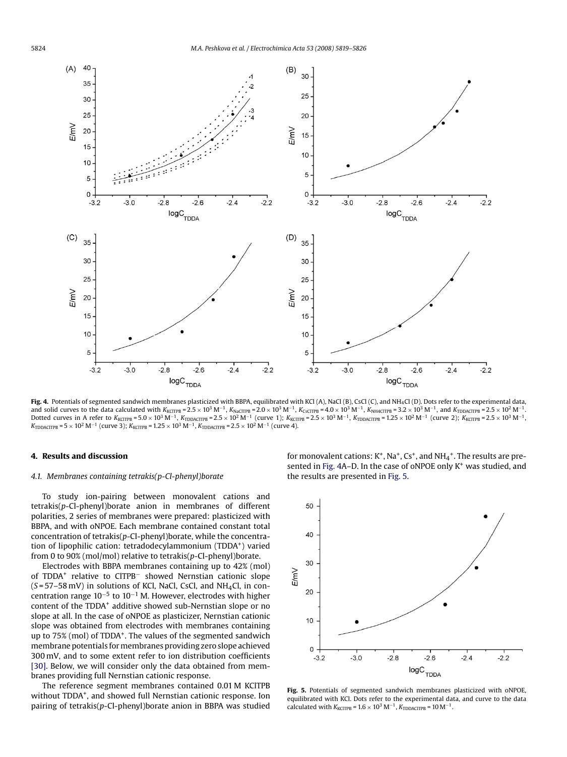**Fig. 4.** Potentials of segmented sandwich membranes plasticized with BBPA, equilibrated with KCl (A), NaCl (B), CsCl (C), and $NH_4Cl$ (D). Dots refer to the experimental data, and solid curves to the data calculated with $K_{KClTPB} = 2.5 \times 10^3\,M^{-1}$, $K_{NaClTPB} = 2.0 \times 10^3\,M^{-1}$, $K_{CsClTPB} = 4.0 \times 10^3\,M^{-1}$, $K_{NH4ClTPB} = 3.2 \times 10^3\,M^{-1}$, and $K_{TDDAClTPB} = 2.5 \times 10^2\,M^{-1}$. Dotted curves in A refer to $K_{KClTPB} = 5.0 \times 10^3\,M^{-1}$, $K_{TDDAClTPB} = 2.5 \times 10^2\,M^{-1}$ (curve 1); $K_{KClTPB} = 2.5 \times 10^3\,M^{-1}$, $K_{TDDAClTPB} = 1.25 \times 10^2\,M^{-1}$ (curve 2); $K_{KClTPB} = 2.5 \times 10^3\,M^{-1}$, $K_{TDDAClTPB} = 5 \times 10^2\,M^{-1}$ (curve 3); $K_{KClTPB} = 1.25 \times 10^3\,M^{-1}$, $K_{TDDAClTPB} = 2.5 \times 10^2\,M^{-1}$ (curve 4).

## 4. Results and discussion

### 4.1. Membranes containing tetrakis(*p*-Cl-phenyl)borate

To study ion-pairing between monovalent cations and tetrakis(*p*-Cl-phenyl)borate anion in membranes of different polarities, 2 series of membranes were prepared: plasticized with BBPA, and with oNPOE. Each membrane contained constant total concentration of tetrakis(*p*-Cl-phenyl)borate, while the concentration of lipophilic cation: tetradodecylammonium ($TDDA^+$) varied from 0 to 90% (mol/mol) relative to tetrakis(*p*-Cl-phenyl)borate.

Electrodes with BBPA membranes containing up to 42% (mol) of $TDDA^+$ relative to $ClTPB^-$ showed Nernstian cationic slope ($S = 57$–$58$ mV) in solutions of KCl, NaCl, CsCl, and $NH_4Cl$, in concentration range $10^{-5}$ to $10^{-1}$ M. However, electrodes with higher content of the $TDDA^+$ additive showed sub-Nernstian slope or no slope at all. In the case of oNPOE as plasticizer, Nernstian cationic slope was obtained from electrodes with membranes containing up to 75% (mol) of $TDDA^+$. The values of the segmented sandwich membrane potentials for membranes providing zero slope achieved 300 mV, and to some extent refer to ion distribution coefficients [30]. Below, we will consider only the data obtained from membranes providing full Nernstian cationic response.

The reference segment membranes contained 0.01 M KClTPB without $TDDA^+$, and showed full Nernstian cationic response. Ion pairing of tetrakis(*p*-Cl-phenyl)borate anion in BBPA was studied for monovalent cations: $K^+$, $Na^+$, $Cs^+$, and $NH_4^+$. The results are presented in Fig. 4A–D. In the case of oNPOE only $K^+$ was studied, and the results are presented in Fig. 5.

**Fig. 5.** Potentials of segmented sandwich membranes plasticized with oNPOE, equilibrated with KCl. Dots refer to the experimental data, and curve to the data calculated with $K_{KClTPB} = 1.6 \times 10^3\,M^{-1}$, $K_{TDDAClTPB} = 10\,M^{-1}$.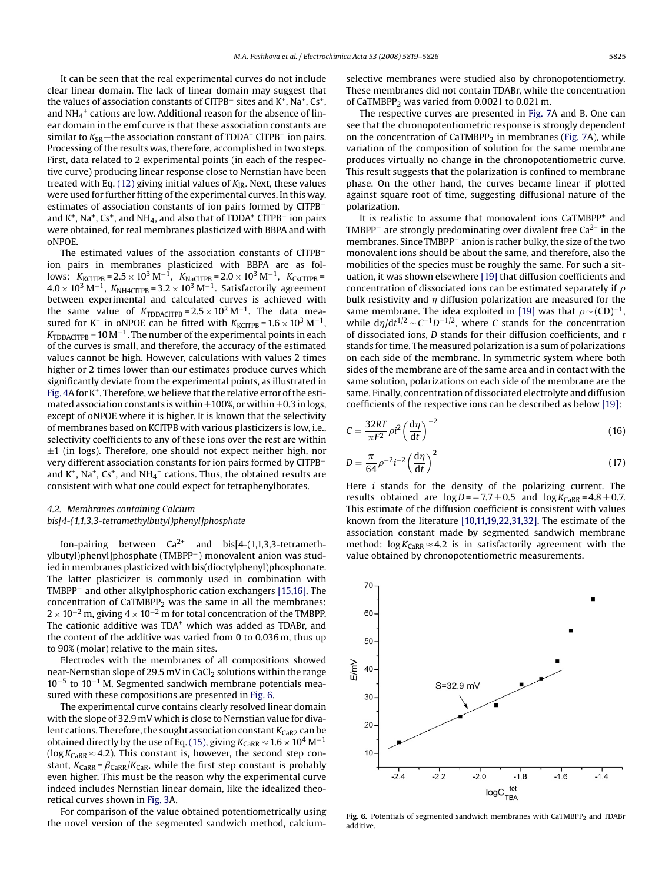It can be seen that the real experimental curves do not include clear linear domain. The lack of linear domain may suggest that the values of association constants of $ClTPB^-$ sites and $K^+$, $Na^+$, $Cs^+$, and $NH_4{}^+$ cations are low. Additional reason for the absence of linear domain in the emf curve is that these association constants are similar to $K_{SR}$—the association constant of $TDDA^+$ $ClTPB^-$ ion pairs. Processing of the results was, therefore, accomplished in two steps. First, data related to 2 experimental points (in each of the respective curve) producing linear response close to Nernstian have been treated with Eq. (12) giving initial values of $K_{IR}$. Next, these values were used for further fitting of the experimental curves. In this way, estimates of association constants of ion pairs formed by $ClTPB^-$ and $K^+$, $Na^+$, $Cs^+$, and $NH_4$, and also that of $TDDA^+$ $ClTPB^-$ ion pairs were obtained, for real membranes plasticized with BBPA and with oNPOE.

The estimated values of the association constants of $ClTPB^-$ ion pairs in membranes plasticized with BBPA are as follows: $K_{KClTPB} = 2.5\times10^3\,M^{-1}$, $K_{NaClTPB} = 2.0\times10^3\,M^{-1}$, $K_{CsClTPB} = 4.0\times10^3\,M^{-1}$, $K_{NH4ClTPB} = 3.2\times10^3\,M^{-1}$. Satisfactorily agreement between experimental and calculated curves is achieved with the same value of $K_{TDDAClTPB} = 2.5\times10^2\,M^{-1}$. The data measured for $K^+$ in oNPOE can be fitted with $K_{KClTPB} = 1.6\times10^3\,M^{-1}$, $K_{TDDAClTPB} = 10\,M^{-1}$. The number of the experimental points in each of the curves is small, and therefore, the accuracy of the estimated values cannot be high. However, calculations with values 2 times higher or 2 times lower than our estimates produce curves which significantly deviate from the experimental points, as illustrated in Fig. 4A for $K^+$. Therefore, we believe that the relative error of the estimated association constants is within ±100%, or within ±0.3 in logs, except of oNPOE where it is higher. It is known that the selectivity of membranes based on KClTPB with various plasticizers is low, i.e., selectivity coefficients to any of these ions over the rest are within ±1 (in logs). Therefore, one should not expect neither high, nor very different association constants for ion pairs formed by $ClTPB^-$ and $K^+$, $Na^+$, $Cs^+$, and $NH_4{}^+$ cations. Thus, the obtained results are consistent with what one could expect for tetraphenylborates.

### 4.2. Membranes containing Calcium bis[4-(1,1,3,3-tetramethylbutyl)phenyl]phosphate

Ion-pairing between $Ca^{2+}$ and bis[4-(1,1,3,3-tetramethylbutyl)phenyl]phosphate ($TMBPP^-$) monovalent anion was studied in membranes plasticized with bis(dioctylphenyl)phosphonate. The latter plasticizer is commonly used in combination with $TMBPP^-$ and other alkylphosphoric cation exchangers [15,16]. The concentration of $CaTMBPP_2$ was the same in all the membranes: $2\times10^{-2}$ m, giving $4\times10^{-2}$ m for total concentration of the TMBPP. The cationic additive was $TDA^+$ which was added as TDABr, and the content of the additive was varied from 0 to 0.036 m, thus up to 90% (molar) relative to the main sites.

Electrodes with the membranes of all compositions showed near-Nernstian slope of 29.5 mV in $CaCl_2$ solutions within the range $10^{-5}$ to $10^{-1}$ M. Segmented sandwich membrane potentials measured with these compositions are presented in Fig. 6.

The experimental curve contains clearly resolved linear domain with the slope of 32.9 mV which is close to Nernstian value for divalent cations. Therefore, the sought association constant $K_{CaR2}$ can be obtained directly by the use of Eq. (15), giving $K_{CaRR} \approx 1.6\times10^4\,M^{-1}$ ($\log K_{CaRR} \approx 4.2$). This constant is, however, the second step constant, $K_{CaRR} = \beta_{CaRR}/K_{CaR}$, while the first step constant is probably even higher. This must be the reason why the experimental curve indeed includes Nernstian linear domain, like the idealized theoretical curves shown in Fig. 3A.

For comparison of the value obtained potentiometrically using the novel version of the segmented sandwich method, calcium-selective membranes were studied also by chronopotentiometry. These membranes did not contain TDABr, while the concentration of $CaTMBPP_2$ was varied from 0.0021 to 0.021 m.

The respective curves are presented in Fig. 7A and B. One can see that the chronopotentiometric response is strongly dependent on the concentration of $CaTMBPP_2$ in membranes (Fig. 7A), while variation of the composition of solution for the same membrane produces virtually no change in the chronopotentiometric curve. This result suggests that the polarization is confined to membrane phase. On the other hand, the curves became linear if plotted against square root of time, suggesting diffusional nature of the polarization.

It is realistic to assume that monovalent ions $CaTMBPP^+$ and $TMBPP^-$ are strongly predominating over divalent free $Ca^{2+}$ in the membranes. Since $TMBPP^-$ anion is rather bulky, the size of the two monovalent ions should be about the same, and therefore, also the mobilities of the species must be roughly the same. For such a situation, it was shown elsewhere [19] that diffusion coefficients and concentration of dissociated ions can be estimated separately if $\rho$ bulk resistivity and $\eta$ diffusion polarization are measured for the same membrane. The idea exploited in [19] was that $\rho \sim (CD)^{-1}$, while $d\eta/dt^{1/2} \sim C^{-1}D^{-1/2}$, where $C$ stands for the concentration of dissociated ions, $D$ stands for their diffusion coefficients, and $t$ stands for time. The measured polarization is a sum of polarizations on each side of the membrane. In symmetric system where both sides of the membrane are of the same area and in contact with the same solution, polarizations on each side of the membrane are the same. Finally, concentration of dissociated electrolyte and diffusion coefficients of the respective ions can be described as below [19]:

$$C = \frac{32RT}{\pi F^2}\rho i^2\left(\frac{d\eta}{dt}\right)^{-2} \tag{16}$$

$$D = \frac{\pi}{64}\rho^{-2} i^{-2}\left(\frac{d\eta}{dt}\right)^{2} \tag{17}$$

Here $i$ stands for the density of the polarizing current. The results obtained are $\log D = -7.7 \pm 0.5$ and $\log K_{CaRR} = 4.8 \pm 0.7$. This estimate of the diffusion coefficient is consistent with values known from the literature [10,11,19,22,31,32]. The estimate of the association constant made by segmented sandwich membrane method: $\log K_{CaRR} \approx 4.2$ is in satisfactorily agreement with the value obtained by chronopotentiometric measurements.

Fig. 6. Potentials of segmented sandwich membranes with $CaTMBPP_2$ and TDABr additive.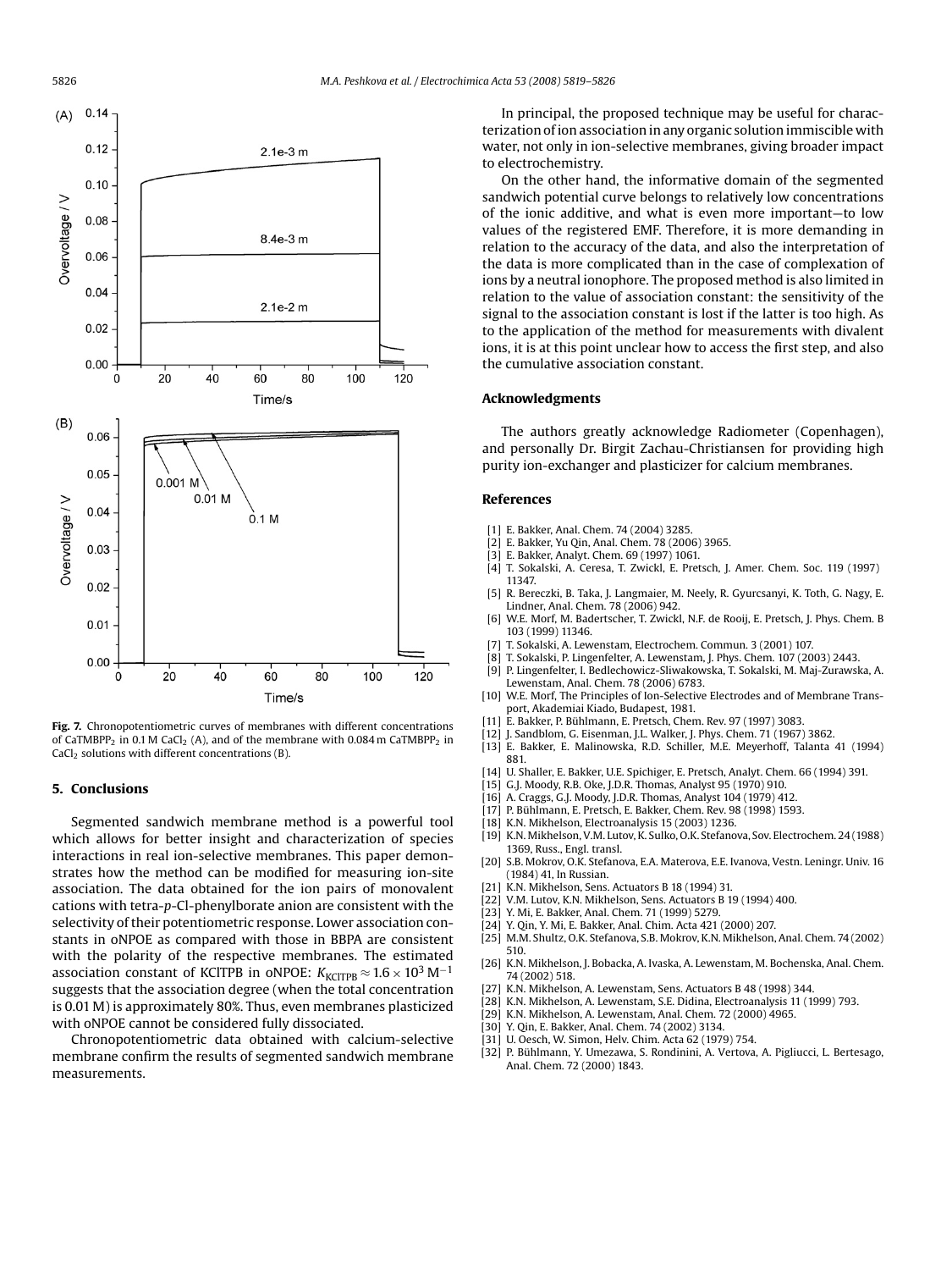(A)

0.14
0.12
0.10
0.08
0.06
0.04
0.02
0.00

Overvoltage / V

2.1e-3 m
8.4e-3 m
2.1e-2 m

0 20 40 60 80 100 120

Time/s

(B)

0.06
0.05
0.04
0.03
0.02
0.01
0.00

Overvoltage / V

0.001 M
0.01 M
0.1 M

0 20 40 60 80 100 120

Time/s

**Fig. 7.** Chronopotentiometric curves of membranes with different concentrations of $CaTMBPP_2$ in 0.1 M $CaCl_2$ (A), and of the membrane with 0.084 m $CaTMBPP_2$ in $CaCl_2$ solutions with different concentrations (B).

## 5. Conclusions

Segmented sandwich membrane method is a powerful tool which allows for better insight and characterization of species interactions in real ion-selective membranes. This paper demonstrates how the method can be modified for measuring ion-site association. The data obtained for the ion pairs of monovalent cations with tetra-*p*-Cl-phenylborate anion are consistent with the selectivity of their potentiometric response. Lower association constants in oNPOE as compared with those in BBPA are consistent with the polarity of the respective membranes. The estimated association constant of KClTPB in oNPOE: $K_{\text{KClTPB}} \approx 1.6 \times 10^3\,\text{M}^{-1}$ suggests that the association degree (when the total concentration is 0.01 M) is approximately 80%. Thus, even membranes plasticized with oNPOE cannot be considered fully dissociated.

Chronopotentiometric data obtained with calcium-selective membrane confirm the results of segmented sandwich membrane measurements.

In principal, the proposed technique may be useful for characterization of ion association in any organic solution immiscible with water, not only in ion-selective membranes, giving broader impact to electrochemistry.

On the other hand, the informative domain of the segmented sandwich potential curve belongs to relatively low concentrations of the ionic additive, and what is even more important—to low values of the registered EMF. Therefore, it is more demanding in relation to the accuracy of the data, and also the interpretation of the data is more complicated than in the case of complexation of ions by a neutral ionophore. The proposed method is also limited in relation to the value of association constant: the sensitivity of the signal to the association constant is lost if the latter is too high. As to the application of the method for measurements with divalent ions, it is at this point unclear how to access the first step, and also the cumulative association constant.

## Acknowledgments

The authors greatly acknowledge Radiometer (Copenhagen), and personally Dr. Birgit Zachau-Christiansen for providing high purity ion-exchanger and plasticizer for calcium membranes.

## References

[1] E. Bakker, Anal. Chem. 74 (2004) 3285.
[2] E. Bakker, Yu Qin, Anal. Chem. 78 (2006) 3965.
[3] E. Bakker, Analyt. Chem. 69 (1997) 1061.
[4] T. Sokalski, A. Ceresa, T. Zwickl, E. Pretsch, J. Amer. Chem. Soc. 119 (1997) 11347.
[5] R. Bereczki, B. Taka, J. Langmaier, M. Neely, R. Gyurcsanyi, K. Toth, G. Nagy, E. Lindner, Anal. Chem. 78 (2006) 942.
[6] W.E. Morf, M. Badertscher, T. Zwickl, N.F. de Rooij, E. Pretsch, J. Phys. Chem. B 103 (1999) 11346.
[7] T. Sokalski, A. Lewenstam, Electrochem. Commun. 3 (2001) 107.
[8] T. Sokalski, P. Lingenfelter, A. Lewenstam, J. Phys. Chem. 107 (2003) 2443.
[9] P. Lingenfelter, I. Bedlechowicz-Sliwakowska, T. Sokalski, M. Maj-Zurawska, A. Lewenstam, Anal. Chem. 78 (2006) 6783.
[10] W.E. Morf, The Principles of Ion-Selective Electrodes and of Membrane Transport, Akademiai Kiado, Budapest, 1981.
[11] E. Bakker, P. Bühlmann, E. Pretsch, Chem. Rev. 97 (1997) 3083.
[12] J. Sandblom, G. Eisenman, J.L. Walker, J. Phys. Chem. 71 (1967) 3862.
[13] E. Bakker, E. Malinowska, R.D. Schiller, M.E. Meyerhoff, Talanta 41 (1994) 881.
[14] U. Shaller, E. Bakker, U.E. Spichiger, E. Pretsch, Analyt. Chem. 66 (1994) 391.
[15] G.J. Moody, R.B. Oke, J.D.R. Thomas, Analyst 95 (1970) 910.
[16] A. Craggs, G.J. Moody, J.D.R. Thomas, Analyst 104 (1979) 412.
[17] P. Bühlmann, E. Pretsch, E. Bakker, Chem. Rev. 98 (1998) 1593.
[18] K.N. Mikhelson, Electroanalysis 15 (2003) 1236.
[19] K.N. Mikhelson, V.M. Lutov, K. Sulko, O.K. Stefanova, Sov. Electrochem. 24 (1988) 1369, Russ., Engl. transl.
[20] S.B. Mokrov, O.K. Stefanova, E.A. Materova, E.E. Ivanova, Vestn. Leningr. Univ. 16 (1984) 41, In Russian.
[21] K.N. Mikhelson, Sens. Actuators B 18 (1994) 31.
[22] V.M. Lutov, K.N. Mikhelson, Sens. Actuators B 19 (1994) 400.
[23] Y. Mi, E. Bakker, Anal. Chem. 71 (1999) 5279.
[24] Y. Qin, Y. Mi, E. Bakker, Anal. Chim. Acta 421 (2000) 207.
[25] M.M. Shultz, O.K. Stefanova, S.B. Mokrov, K.N. Mikhelson, Anal. Chem. 74 (2002) 510.
[26] K.N. Mikhelson, J. Bobacka, A. Ivaska, A. Lewenstam, M. Bochenska, Anal. Chem. 74 (2002) 518.
[27] K.N. Mikhelson, A. Lewenstam, Sens. Actuators B 48 (1998) 344.
[28] K.N. Mikhelson, A. Lewenstam, S.E. Didina, Electroanalysis 11 (1999) 793.
[29] K.N. Mikhelson, A. Lewenstam, Anal. Chem. 72 (2000) 4965.
[30] Y. Qin, E. Bakker, Anal. Chem. 74 (2002) 3134.
[31] U. Oesch, W. Simon, Helv. Chim. Acta 62 (1979) 754.
[32] P. Bühlmann, Y. Umezawa, S. Rondinini, A. Vertova, A. Pigliucci, L. Bertesago, Anal. Chem. 72 (2000) 1843.